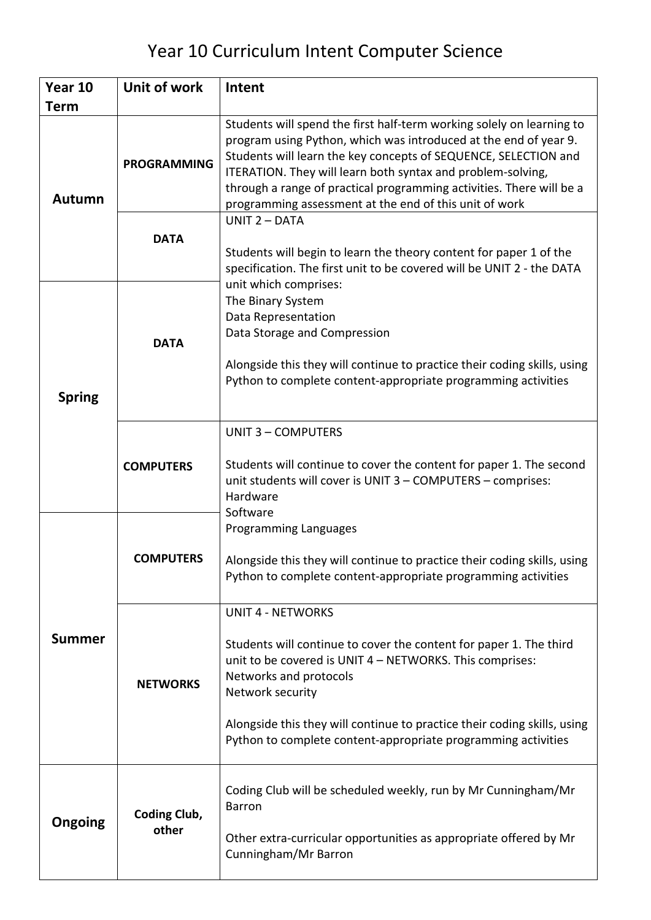# Year 10 Curriculum Intent Computer Science

| Year 10 Term | Unit of work | Intent |
|---|---|---|
| Autumn | PROGRAMMING | Students will spend the first half-term working solely on learning to program using Python, which was introduced at the end of year 9. Students will learn the key concepts of SEQUENCE, SELECTION and ITERATION. They will learn both syntax and problem-solving, through a range of practical programming activities. There will be a programming assessment at the end of this unit of work |
| Autumn | DATA | UNIT 2 – DATA<br><br>Students will begin to learn the theory content for paper 1 of the specification. The first unit to be covered will be UNIT 2 - the DATA unit which comprises:<br>The Binary System<br>Data Representation<br>Data Storage and Compression<br><br>Alongside this they will continue to practice their coding skills, using Python to complete content-appropriate programming activities |
| Spring | DATA | |
| Spring | COMPUTERS | UNIT 3 – COMPUTERS<br><br>Students will continue to cover the content for paper 1. The second unit students will cover is UNIT 3 – COMPUTERS – comprises:<br>Hardware<br>Software<br>Programming Languages<br><br>Alongside this they will continue to practice their coding skills, using Python to complete content-appropriate programming activities |
| Summer | COMPUTERS | |
| Summer | NETWORKS | UNIT 4 - NETWORKS<br><br>Students will continue to cover the content for paper 1. The third unit to be covered is UNIT 4 – NETWORKS. This comprises:<br>Networks and protocols<br>Network security<br><br>Alongside this they will continue to practice their coding skills, using Python to complete content-appropriate programming activities |
| Ongoing | Coding Club, other | Coding Club will be scheduled weekly, run by Mr Cunningham/Mr Barron<br><br>Other extra-curricular opportunities as appropriate offered by Mr Cunningham/Mr Barron |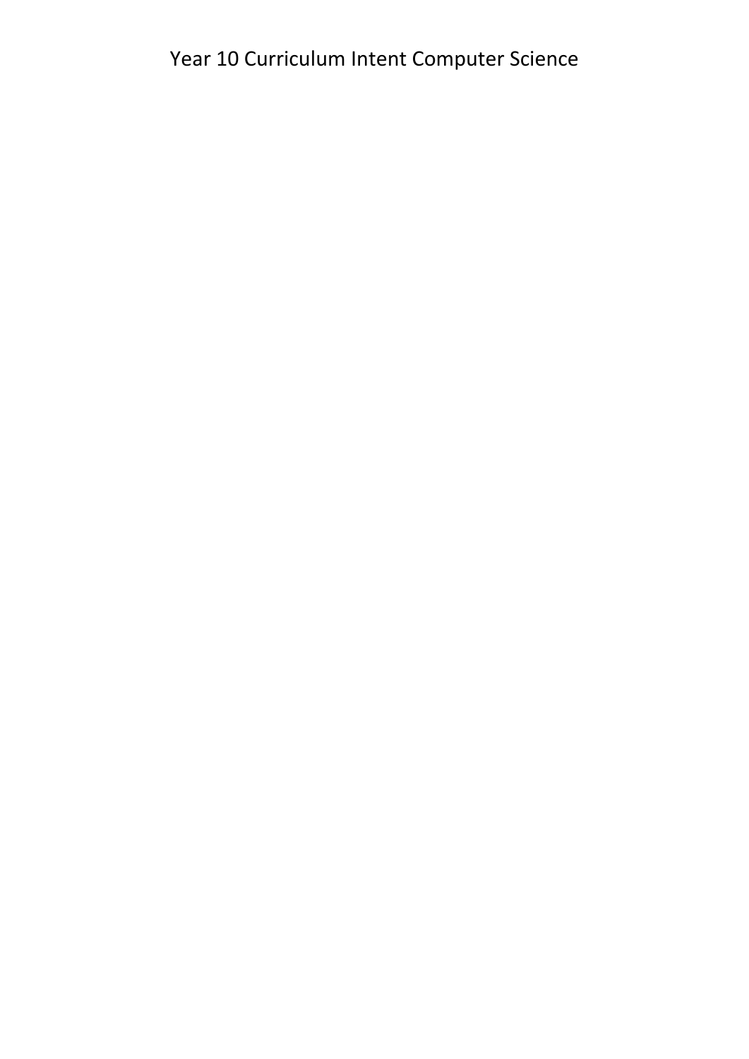Year 10 Curriculum Intent Computer Science